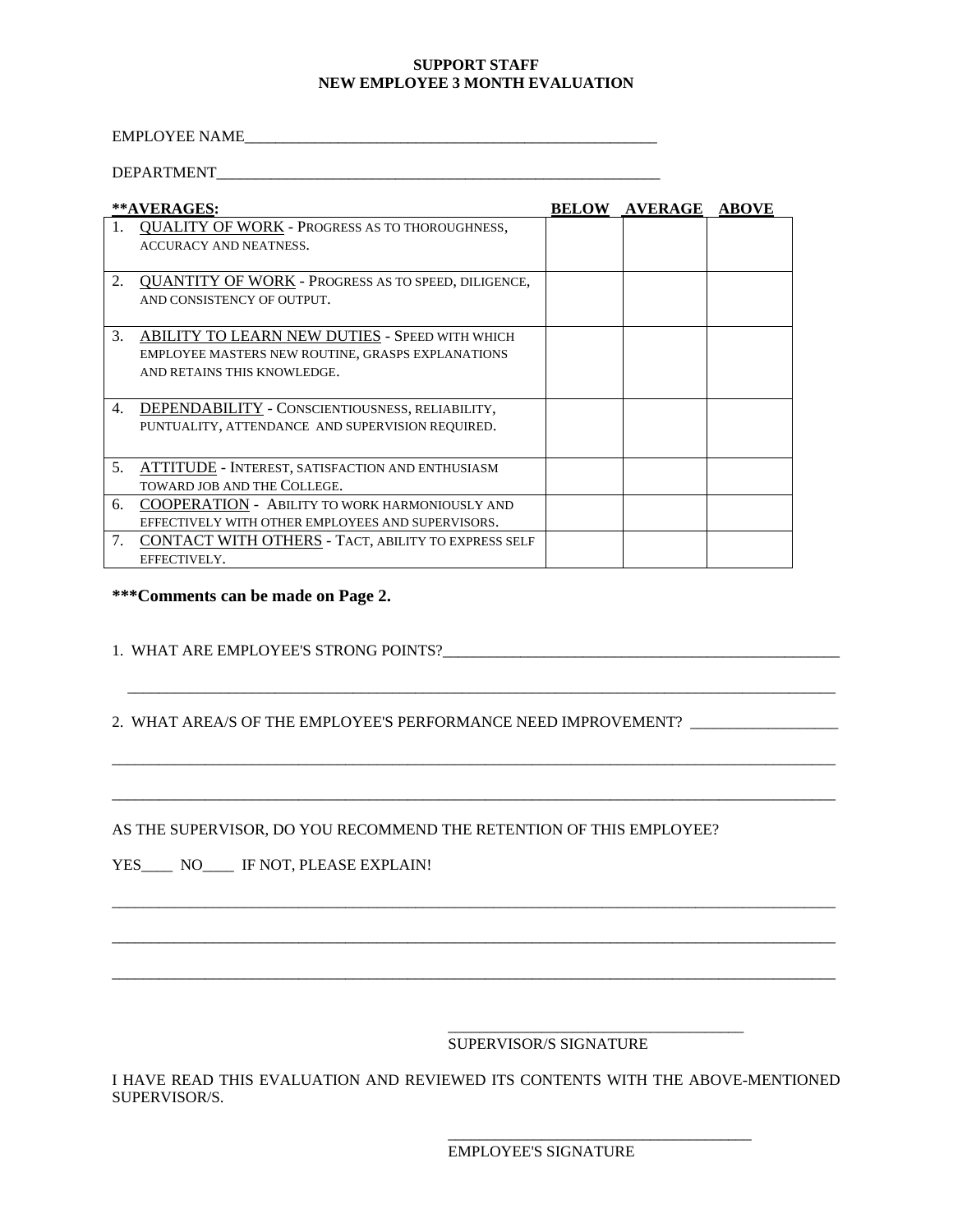**SUPPORT STAFF**
**NEW EMPLOYEE 3 MONTH EVALUATION**

EMPLOYEE NAME_____________________________________________________

DEPARTMENT_________________________________________________________

| **\*\*AVERAGES:** | **BELOW** | **AVERAGE** | **ABOVE** |
|---|---|---|---|
| 1. QUALITY OF WORK - PROGRESS AS TO THOROUGHNESS, ACCURACY AND NEATNESS. | | | |
| 2. QUANTITY OF WORK - PROGRESS AS TO SPEED, DILIGENCE, AND CONSISTENCY OF OUTPUT. | | | |
| 3. ABILITY TO LEARN NEW DUTIES - SPEED WITH WHICH EMPLOYEE MASTERS NEW ROUTINE, GRASPS EXPLANATIONS AND RETAINS THIS KNOWLEDGE. | | | |
| 4. DEPENDABILITY - CONSCIENTIOUSNESS, RELIABILITY, PUNTUALITY, ATTENDANCE AND SUPERVISION REQUIRED. | | | |
| 5. ATTITUDE - INTEREST, SATISFACTION AND ENTHUSIASM TOWARD JOB AND THE COLLEGE. | | | |
| 6. COOPERATION - ABILITY TO WORK HARMONIOUSLY AND EFFECTIVELY WITH OTHER EMPLOYEES AND SUPERVISORS. | | | |
| 7. CONTACT WITH OTHERS - TACT, ABILITY TO EXPRESS SELF EFFECTIVELY. | | | |

**\*\*\*Comments can be made on Page 2.**

1. WHAT ARE EMPLOYEE'S STRONG POINTS?____________________________________________________

_______________________________________________________________________________________

2. WHAT AREA/S OF THE EMPLOYEE'S PERFORMANCE NEED IMPROVEMENT? __________________

_______________________________________________________________________________________

_______________________________________________________________________________________

AS THE SUPERVISOR, DO YOU RECOMMEND THE RETENTION OF THIS EMPLOYEE?

YES____ NO____ IF NOT, PLEASE EXPLAIN!

_______________________________________________________________________________________

_______________________________________________________________________________________

_______________________________________________________________________________________

______________________________________
SUPERVISOR/S SIGNATURE

I HAVE READ THIS EVALUATION AND REVIEWED ITS CONTENTS WITH THE ABOVE-MENTIONED SUPERVISOR/S.

______________________________________
EMPLOYEE'S SIGNATURE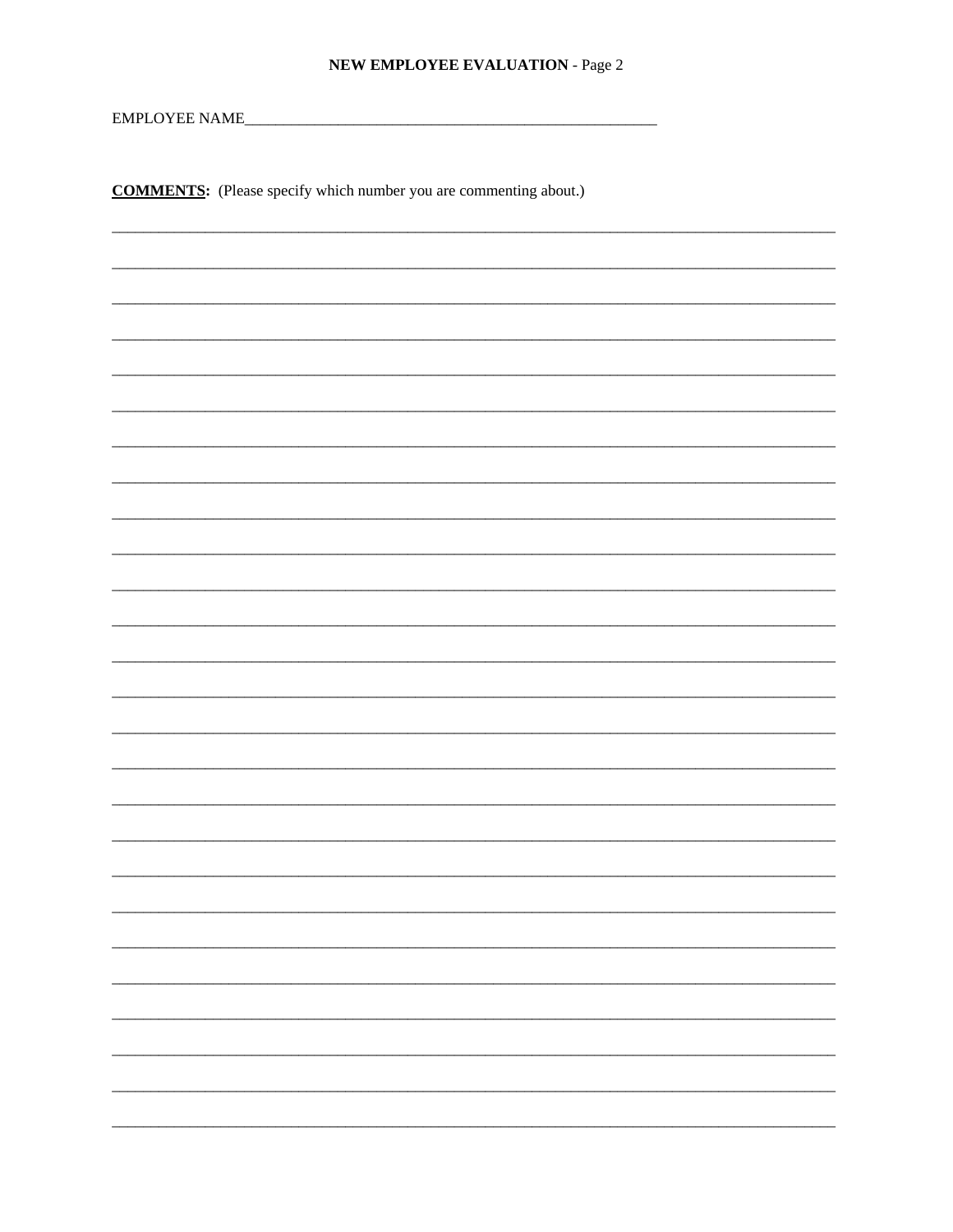**NEW EMPLOYEE EVALUATION** - Page 2

EMPLOYEE NAME_______________________________________________________

**COMMENTS:** (Please specify which number you are commenting about.)

___________________________________________________________________________________________

___________________________________________________________________________________________

___________________________________________________________________________________________

___________________________________________________________________________________________

___________________________________________________________________________________________

___________________________________________________________________________________________

___________________________________________________________________________________________

___________________________________________________________________________________________

___________________________________________________________________________________________

___________________________________________________________________________________________

___________________________________________________________________________________________

___________________________________________________________________________________________

___________________________________________________________________________________________

___________________________________________________________________________________________

___________________________________________________________________________________________

___________________________________________________________________________________________

___________________________________________________________________________________________

___________________________________________________________________________________________

___________________________________________________________________________________________

___________________________________________________________________________________________

___________________________________________________________________________________________

___________________________________________________________________________________________

___________________________________________________________________________________________

___________________________________________________________________________________________

___________________________________________________________________________________________

___________________________________________________________________________________________